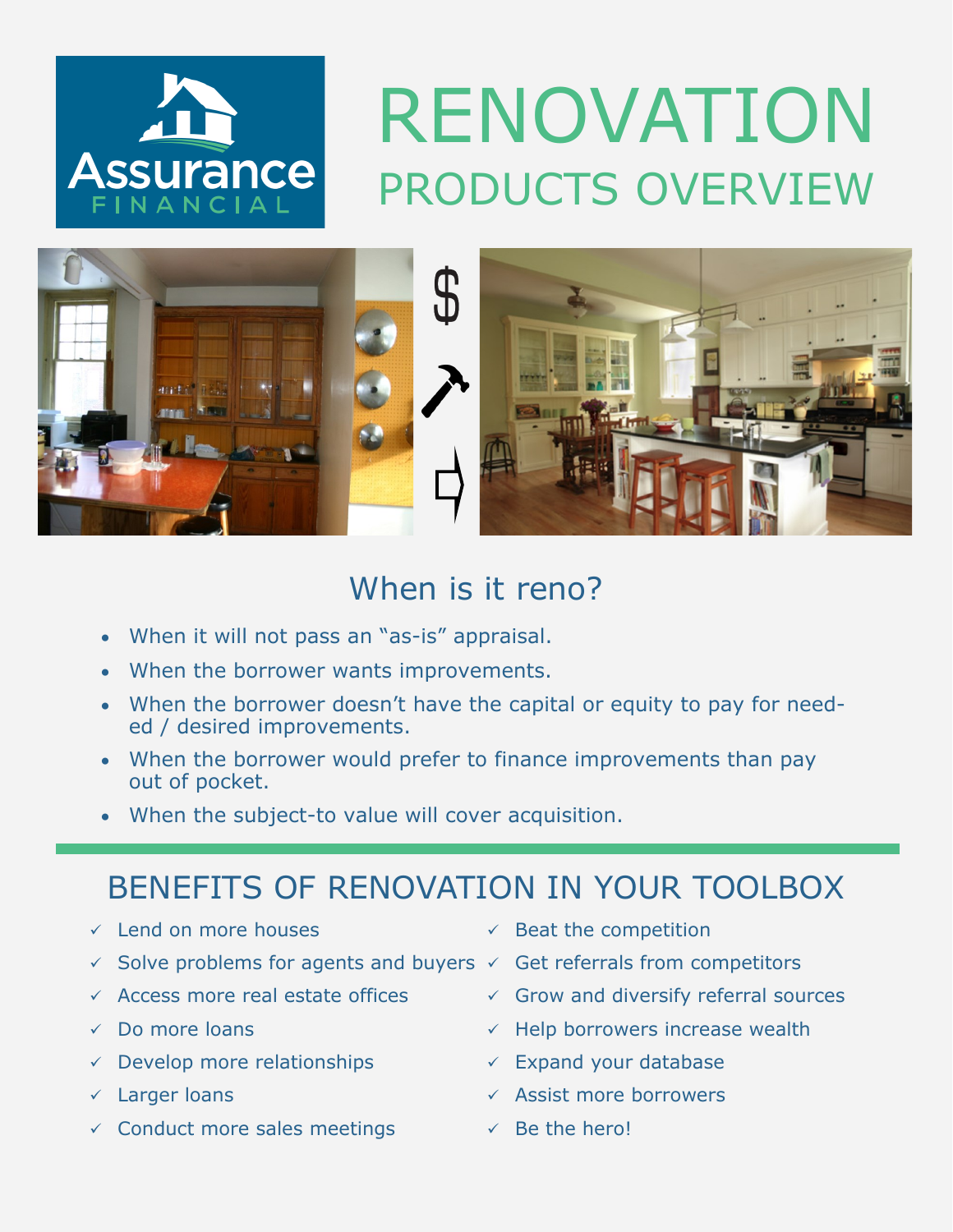Assurance FINANCIAL

# RENOVATION

## PRODUCTS OVERVIEW

## When is it reno?

- When it will not pass an "as-is" appraisal.
- When the borrower wants improvements.
- When the borrower doesn't have the capital or equity to pay for needed / desired improvements.
- When the borrower would prefer to finance improvements than pay out of pocket.
- When the subject-to value will cover acquisition.

## BENEFITS OF RENOVATION IN YOUR TOOLBOX

- ✓ Lend on more houses
- ✓ Solve problems for agents and buyers
- ✓ Access more real estate offices
- ✓ Do more loans
- ✓ Develop more relationships
- ✓ Larger loans
- ✓ Conduct more sales meetings
- ✓ Beat the competition
- ✓ Get referrals from competitors
- ✓ Grow and diversify referral sources
- ✓ Help borrowers increase wealth
- ✓ Expand your database
- ✓ Assist more borrowers
- ✓ Be the hero!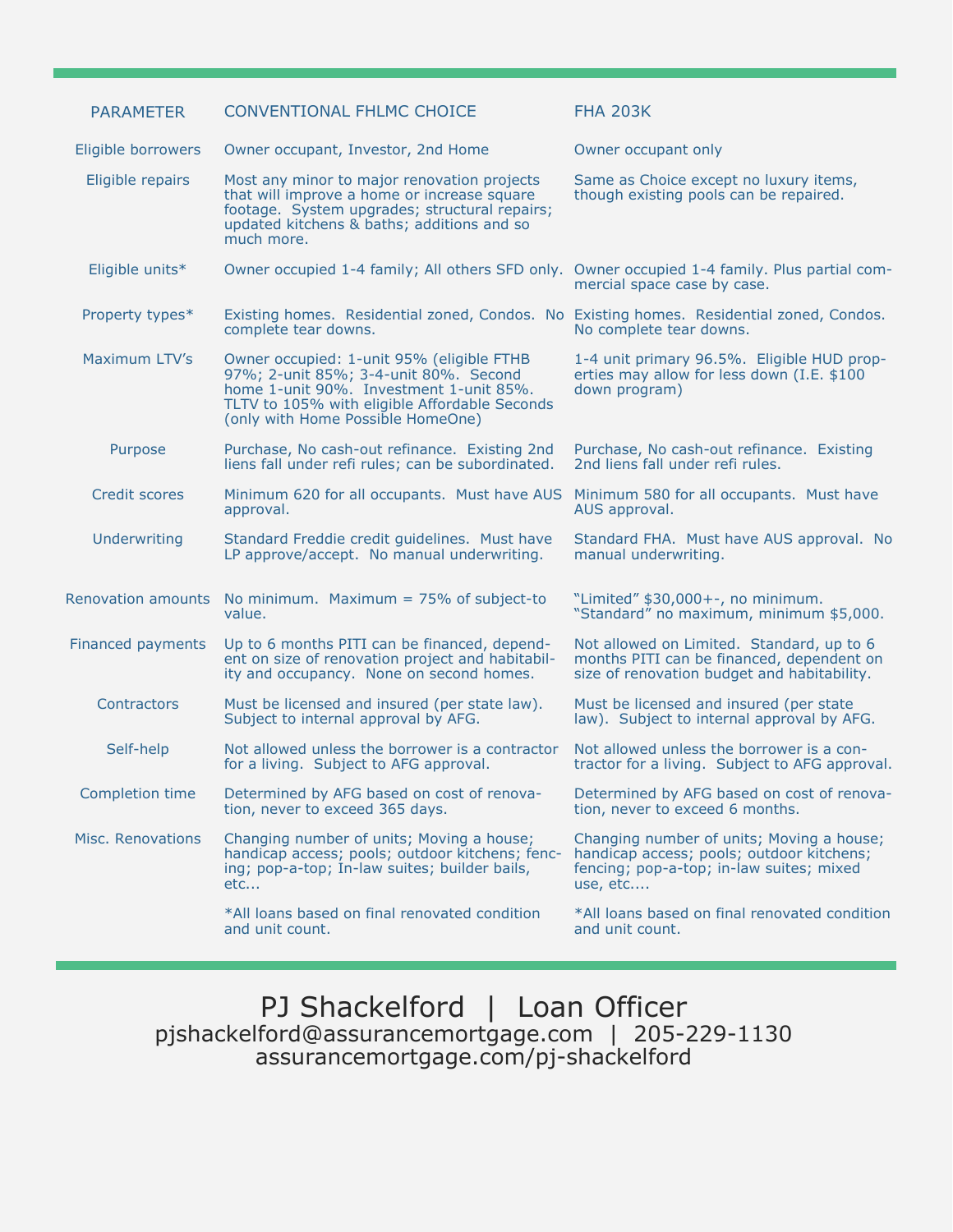| PARAMETER | CONVENTIONAL FHLMC CHOICE | FHA 203K |
|---|---|---|
| Eligible borrowers | Owner occupant, Investor, 2nd Home | Owner occupant only |
| Eligible repairs | Most any minor to major renovation projects that will improve a home or increase square footage. System upgrades; structural repairs; updated kitchens & baths; additions and so much more. | Same as Choice except no luxury items, though existing pools can be repaired. |
| Eligible units* | Owner occupied 1-4 family; All others SFD only. | Owner occupied 1-4 family. Plus partial commercial space case by case. |
| Property types* | Existing homes. Residential zoned, Condos. No complete tear downs. | Existing homes. Residential zoned, Condos. No complete tear downs. |
| Maximum LTV's | Owner occupied: 1-unit 95% (eligible FTHB 97%; 2-unit 85%; 3-4-unit 80%. Second home 1-unit 90%. Investment 1-unit 85%. TLTV to 105% with eligible Affordable Seconds (only with Home Possible HomeOne) | 1-4 unit primary 96.5%. Eligible HUD properties may allow for less down (I.E. $100 down program) |
| Purpose | Purchase, No cash-out refinance. Existing 2nd liens fall under refi rules; can be subordinated. | Purchase, No cash-out refinance. Existing 2nd liens fall under refi rules. |
| Credit scores | Minimum 620 for all occupants. Must have AUS approval. | Minimum 580 for all occupants. Must have AUS approval. |
| Underwriting | Standard Freddie credit guidelines. Must have LP approve/accept. No manual underwriting. | Standard FHA. Must have AUS approval. No manual underwriting. |
| Renovation amounts | No minimum. Maximum = 75% of subject-to value. | "Limited" $30,000+-, no minimum. "Standard" no maximum, minimum $5,000. |
| Financed payments | Up to 6 months PITI can be financed, dependent on size of renovation project and habitability and occupancy. None on second homes. | Not allowed on Limited. Standard, up to 6 months PITI can be financed, dependent on size of renovation budget and habitability. |
| Contractors | Must be licensed and insured (per state law). Subject to internal approval by AFG. | Must be licensed and insured (per state law). Subject to internal approval by AFG. |
| Self-help | Not allowed unless the borrower is a contractor for a living. Subject to AFG approval. | Not allowed unless the borrower is a contractor for a living. Subject to AFG approval. |
| Completion time | Determined by AFG based on cost of renovation, never to exceed 365 days. | Determined by AFG based on cost of renovation, never to exceed 6 months. |
| Misc. Renovations | Changing number of units; Moving a house; handicap access; pools; outdoor kitchens; fencing; pop-a-top; In-law suites; builder bails, etc... | Changing number of units; Moving a house; handicap access; pools; outdoor kitchens; fencing; pop-a-top; in-law suites; mixed use, etc.... |
| | *All loans based on final renovated condition and unit count. | *All loans based on final renovated condition and unit count. |

PJ Shackelford | Loan Officer

pjshackelford@assurancemortgage.com | 205-229-1130

assurancemortgage.com/pj-shackelford